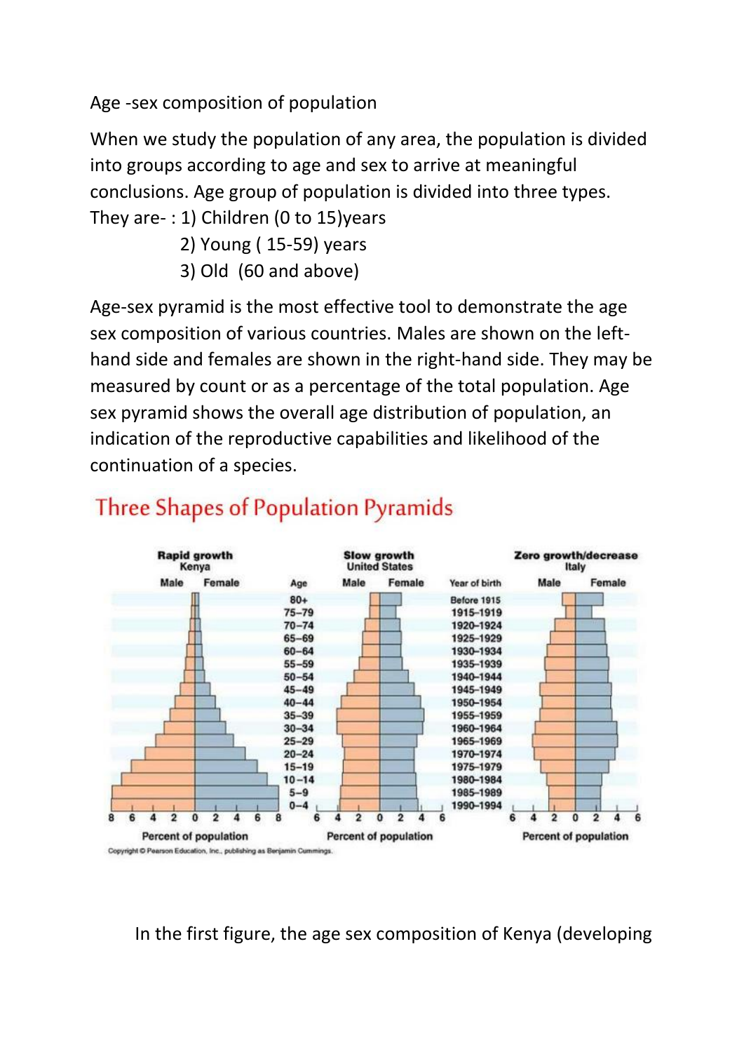Age -sex composition of population

When we study the population of any area, the population is divided into groups according to age and sex to arrive at meaningful conclusions. Age group of population is divided into three types. They are- : 1) Children (0 to 15)years

2) Young ( 15-59) years

3) Old (60 and above)

Age-sex pyramid is the most effective tool to demonstrate the age sex composition of various countries. Males are shown on the left-hand side and females are shown in the right-hand side. They may be measured by count or as a percentage of the total population. Age sex pyramid shows the overall age distribution of population, an indication of the reproductive capabilities and likelihood of the continuation of a species.

## Three Shapes of Population Pyramids

In the first figure, the age sex composition of Kenya (developing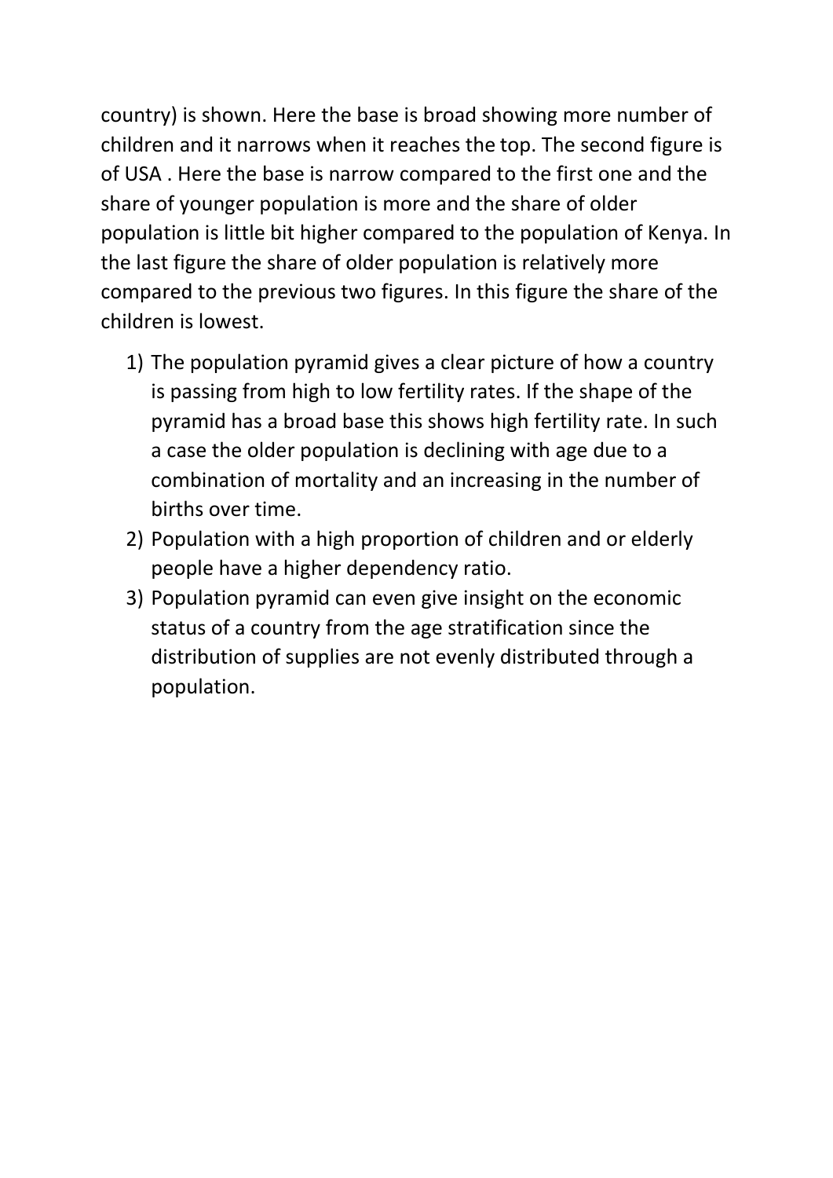country) is shown. Here the base is broad showing more number of children and it narrows when it reaches the top. The second figure is of USA . Here the base is narrow compared to the first one and the share of younger population is more and the share of older population is little bit higher compared to the population of Kenya. In the last figure the share of older population is relatively more compared to the previous two figures. In this figure the share of the children is lowest.

1) The population pyramid gives a clear picture of how a country is passing from high to low fertility rates. If the shape of the pyramid has a broad base this shows high fertility rate. In such a case the older population is declining with age due to a combination of mortality and an increasing in the number of births over time.
2) Population with a high proportion of children and or elderly people have a higher dependency ratio.
3) Population pyramid can even give insight on the economic status of a country from the age stratification since the distribution of supplies are not evenly distributed through a population.